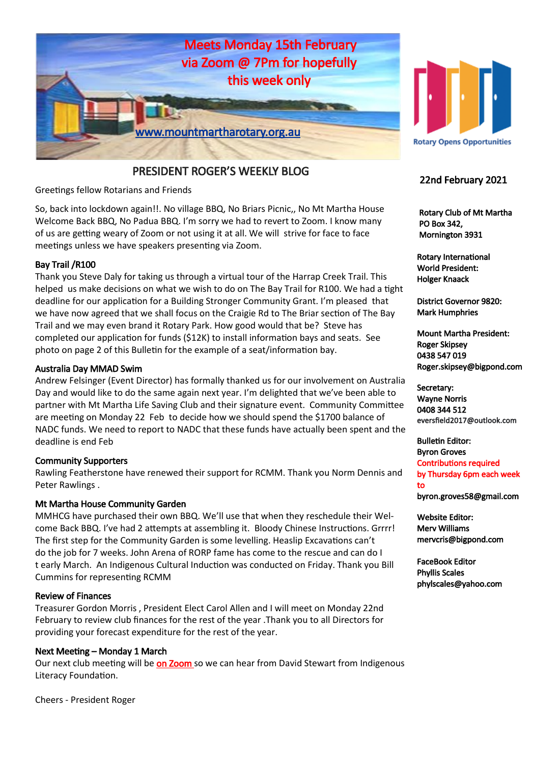Meets Monday 15th February via Zoom @ 7Pm for hopefully this week only

www.mountmartharotary.org.au

Rotary Opens Opportunities

# PRESIDENT ROGER'S WEEKLY BLOG

22nd February 2021

Greetings fellow Rotarians and Friends

So, back into lockdown again!!. No village BBQ, No Briars Picnic,, No Mt Martha House Welcome Back BBQ, No Padua BBQ. I'm sorry we had to revert to Zoom. I know many of us are getting weary of Zoom or not using it at all. We will strive for face to face meetings unless we have speakers presenting via Zoom.

**Bay Trail /R100**

Thank you Steve Daly for taking us through a virtual tour of the Harrap Creek Trail. This helped us make decisions on what we wish to do on The Bay Trail for R100. We had a tight deadline for our application for a Building Stronger Community Grant. I'm pleased that we have now agreed that we shall focus on the Craigie Rd to The Briar section of The Bay Trail and we may even brand it Rotary Park. How good would that be? Steve has completed our application for funds ($12K) to install information bays and seats. See photo on page 2 of this Bulletin for the example of a seat/information bay.

**Australia Day MMAD Swim**

Andrew Felsinger (Event Director) has formally thanked us for our involvement on Australia Day and would like to do the same again next year. I'm delighted that we've been able to partner with Mt Martha Life Saving Club and their signature event. Community Committee are meeting on Monday 22 Feb to decide how we should spend the $1700 balance of NADC funds. We need to report to NADC that these funds have actually been spent and the deadline is end Feb

**Community Supporters**

Rawling Featherstone have renewed their support for RCMM. Thank you Norm Dennis and Peter Rawlings .

**Mt Martha House Community Garden**

MMHCG have purchased their own BBQ. We'll use that when they reschedule their Welcome Back BBQ. I've had 2 attempts at assembling it. Bloody Chinese Instructions. Grrrr! The first step for the Community Garden is some levelling. Heaslip Excavations can't do the job for 7 weeks. John Arena of RORP fame has come to the rescue and can do I t early March. An Indigenous Cultural Induction was conducted on Friday. Thank you Bill Cummins for representing RCMM

**Review of Finances**

Treasurer Gordon Morris , President Elect Carol Allen and I will meet on Monday 22nd February to review club finances for the rest of the year .Thank you to all Directors for providing your forecast expenditure for the rest of the year.

**Next Meeting – Monday 1 March**

Our next club meeting will be on Zoom so we can hear from David Stewart from Indigenous Literacy Foundation.

Cheers - President Roger

**Rotary Club of Mt Martha**
**PO Box 342,**
**Mornington 3931**

**Rotary International World President:**
**Holger Knaack**

**District Governor 9820:**
**Mark Humphries**

**Mount Martha President:**
**Roger Skipsey**
**0438 547 019**
**Roger.skipsey@bigpond.com**

**Secretary:**
**Wayne Norris**
**0408 344 512**
eversfield2017@outlook.com

**Bulletin Editor:**
**Byron Groves**
Contributions required by Thursday 6pm each week to
**byron.groves58@gmail.com**

**Website Editor:**
**Merv Williams**
**mervcris@bigpond.com**

**FaceBook Editor**
**Phyllis Scales**
**phylscales@yahoo.com**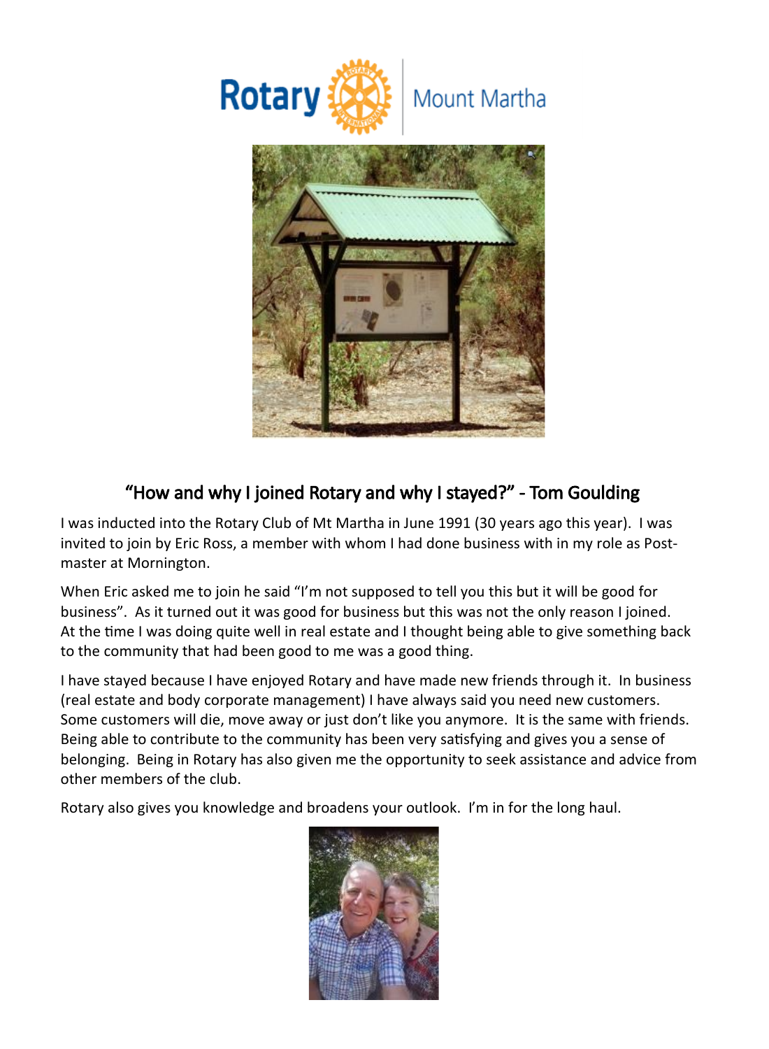## "How and why I joined Rotary and why I stayed?" - Tom Goulding

I was inducted into the Rotary Club of Mt Martha in June 1991 (30 years ago this year). I was invited to join by Eric Ross, a member with whom I had done business with in my role as Post-master at Mornington.

When Eric asked me to join he said "I'm not supposed to tell you this but it will be good for business". As it turned out it was good for business but this was not the only reason I joined. At the time I was doing quite well in real estate and I thought being able to give something back to the community that had been good to me was a good thing.

I have stayed because I have enjoyed Rotary and have made new friends through it. In business (real estate and body corporate management) I have always said you need new customers. Some customers will die, move away or just don't like you anymore. It is the same with friends. Being able to contribute to the community has been very satisfying and gives you a sense of belonging. Being in Rotary has also given me the opportunity to seek assistance and advice from other members of the club.

Rotary also gives you knowledge and broadens your outlook. I'm in for the long haul.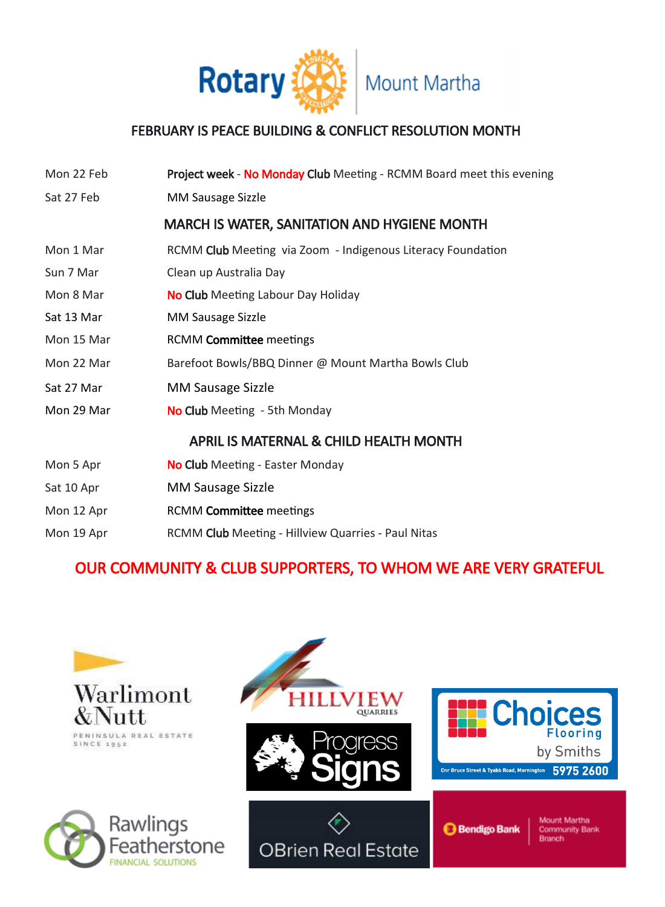Rotary Mount Martha

## FEBRUARY IS PEACE BUILDING & CONFLICT RESOLUTION MONTH

| | |
|---|---|
| Mon 22 Feb | **Project week** - **No Monday Club** Meeting - RCMM Board meet this evening |
| Sat 27 Feb | MM Sausage Sizzle |

## MARCH IS WATER, SANITATION AND HYGIENE MONTH

| | |
|---|---|
| Mon 1 Mar | RCMM **Club** Meeting via Zoom - Indigenous Literacy Foundation |
| Sun 7 Mar | Clean up Australia Day |
| Mon 8 Mar | **No Club** Meeting Labour Day Holiday |
| Sat 13 Mar | MM Sausage Sizzle |
| Mon 15 Mar | RCMM **Committee** meetings |
| Mon 22 Mar | Barefoot Bowls/BBQ Dinner @ Mount Martha Bowls Club |
| Sat 27 Mar | MM Sausage Sizzle |
| Mon 29 Mar | **No Club** Meeting - 5th Monday |

## APRIL IS MATERNAL & CHILD HEALTH MONTH

| | |
|---|---|
| Mon 5 Apr | **No Club** Meeting - Easter Monday |
| Sat 10 Apr | MM Sausage Sizzle |
| Mon 12 Apr | RCMM **Committee** meetings |
| Mon 19 Apr | RCMM **Club** Meeting - Hillview Quarries - Paul Nitas |

## OUR COMMUNITY & CLUB SUPPORTERS, TO WHOM WE ARE VERY GRATEFUL

Warlimont & Nutt — Peninsula Real Estate Since 1952

Hillview Quarries

Progress Signs

Choices Flooring by Smiths — Cnr Bruce Street & Tyabb Road, Mornington — 5975 2600

Rawlings Featherstone Financial Solutions

OBrien Real Estate

Bendigo Bank — Mount Martha Community Bank Branch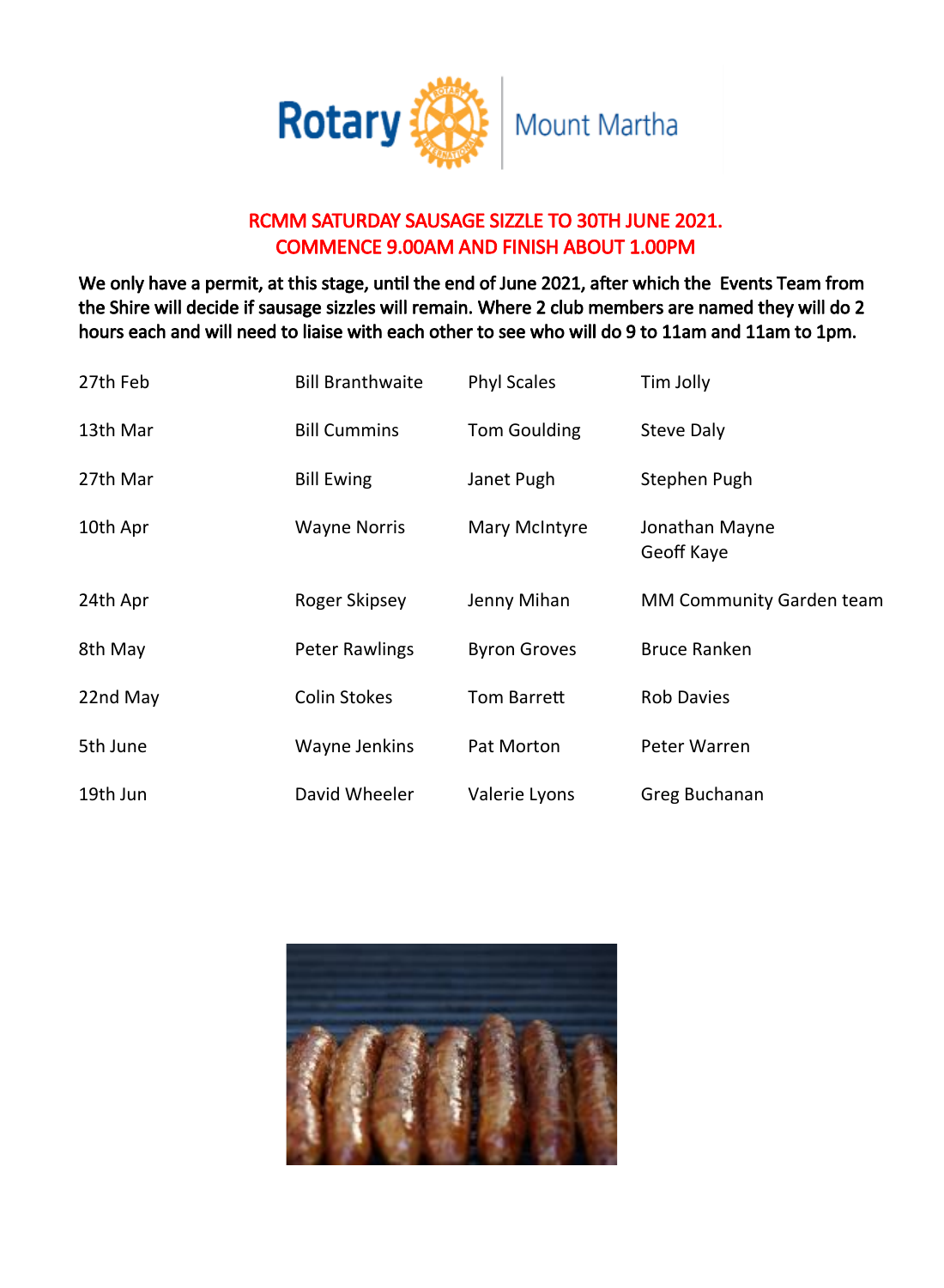Rotary | Mount Martha

**RCMM SATURDAY SAUSAGE SIZZLE TO 30TH JUNE 2021.**
**COMMENCE 9.00AM AND FINISH ABOUT 1.00PM**

**We only have a permit, at this stage, until the end of June 2021, after which the Events Team from the Shire will decide if sausage sizzles will remain. Where 2 club members are named they will do 2 hours each and will need to liaise with each other to see who will do 9 to 11am and 11am to 1pm.**

| | | | |
|---|---|---|---|
| 27th Feb | Bill Branthwaite | Phyl Scales | Tim Jolly |
| 13th Mar | Bill Cummins | Tom Goulding | Steve Daly |
| 27th Mar | Bill Ewing | Janet Pugh | Stephen Pugh |
| 10th Apr | Wayne Norris | Mary McIntyre | Jonathan Mayne<br>Geoff Kaye |
| 24th Apr | Roger Skipsey | Jenny Mihan | MM Community Garden team |
| 8th May | Peter Rawlings | Byron Groves | Bruce Ranken |
| 22nd May | Colin Stokes | Tom Barrett | Rob Davies |
| 5th June | Wayne Jenkins | Pat Morton | Peter Warren |
| 19th Jun | David Wheeler | Valerie Lyons | Greg Buchanan |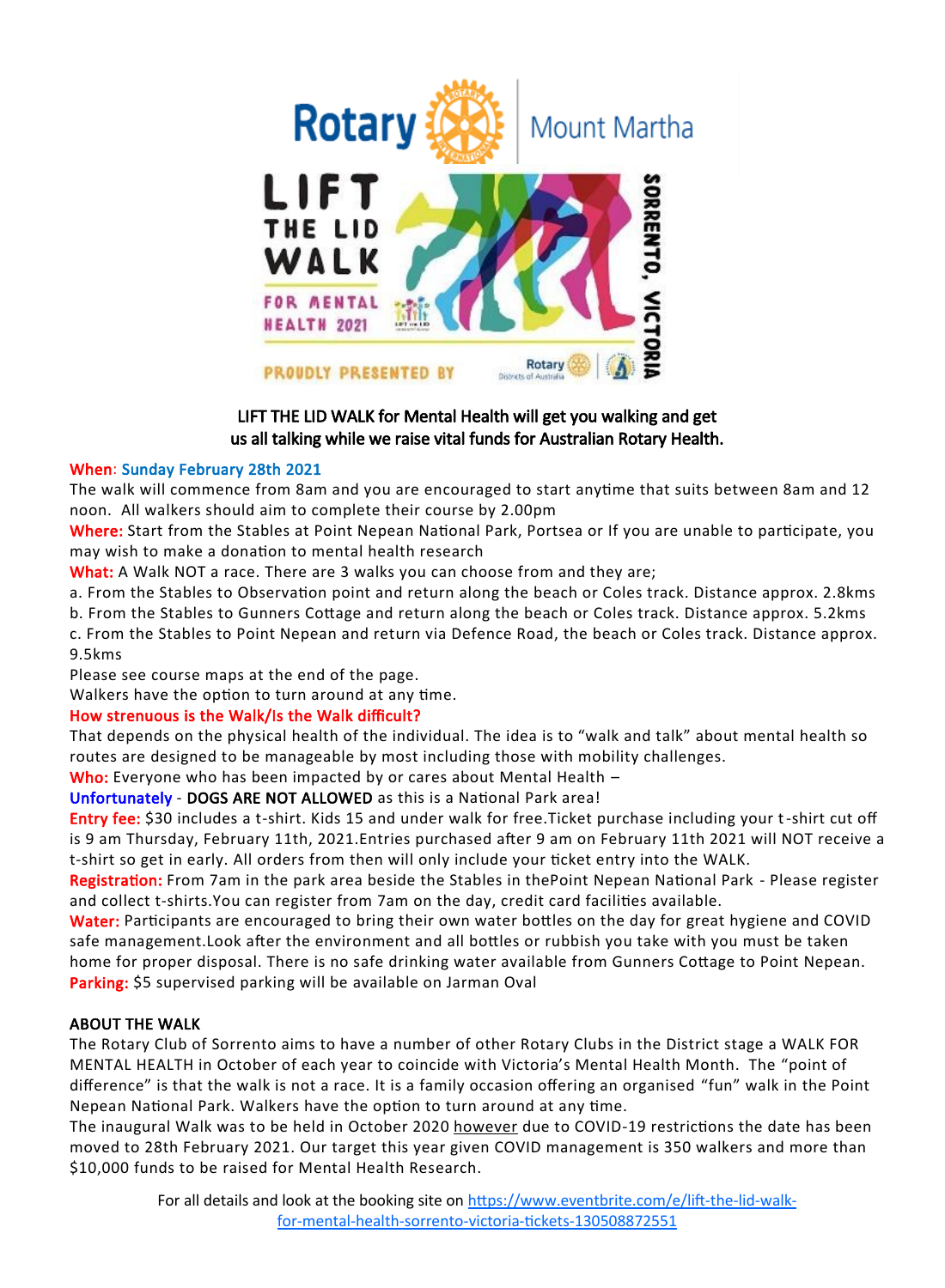**LIFT THE LID WALK for Mental Health will get you walking and get us all talking while we raise vital funds for Australian Rotary Health.**

**When**: **Sunday February 28th 2021**
The walk will commence from 8am and you are encouraged to start anytime that suits between 8am and 12 noon. All walkers should aim to complete their course by 2.00pm

**Where:** Start from the Stables at Point Nepean National Park, Portsea or If you are unable to participate, you may wish to make a donation to mental health research

**What:** A Walk NOT a race. There are 3 walks you can choose from and they are;

a. From the Stables to Observation point and return along the beach or Coles track. Distance approx. 2.8kms
b. From the Stables to Gunners Cottage and return along the beach or Coles track. Distance approx. 5.2kms
c. From the Stables to Point Nepean and return via Defence Road, the beach or Coles track. Distance approx. 9.5kms

Please see course maps at the end of the page.
Walkers have the option to turn around at any time.

**How strenuous is the Walk/Is the Walk difficult?**
That depends on the physical health of the individual. The idea is to "walk and talk" about mental health so routes are designed to be manageable by most including those with mobility challenges.

**Who:** Everyone who has been impacted by or cares about Mental Health –

**Unfortunately** - **DOGS ARE NOT ALLOWED** as this is a National Park area!

**Entry fee:** $30 includes a t-shirt. Kids 15 and under walk for free.Ticket purchase including your t-shirt cut off is 9 am Thursday, February 11th, 2021.Entries purchased after 9 am on February 11th 2021 will NOT receive a t-shirt so get in early. All orders from then will only include your ticket entry into the WALK.

**Registration:** From 7am in the park area beside the Stables in thePoint Nepean National Park - Please register and collect t-shirts.You can register from 7am on the day, credit card facilities available.

**Water:** Participants are encouraged to bring their own water bottles on the day for great hygiene and COVID safe management.Look after the environment and all bottles or rubbish you take with you must be taken home for proper disposal. There is no safe drinking water available from Gunners Cottage to Point Nepean.

**Parking:** $5 supervised parking will be available on Jarman Oval

**ABOUT THE WALK**

The Rotary Club of Sorrento aims to have a number of other Rotary Clubs in the District stage a WALK FOR MENTAL HEALTH in October of each year to coincide with Victoria's Mental Health Month. The "point of difference" is that the walk is not a race. It is a family occasion offering an organised "fun" walk in the Point Nepean National Park. Walkers have the option to turn around at any time.

The inaugural Walk was to be held in October 2020 however due to COVID-19 restrictions the date has been moved to 28th February 2021. Our target this year given COVID management is 350 walkers and more than $10,000 funds to be raised for Mental Health Research.

For all details and look at the booking site on https://www.eventbrite.com/e/lift-the-lid-walk-for-mental-health-sorrento-victoria-tickets-130508872551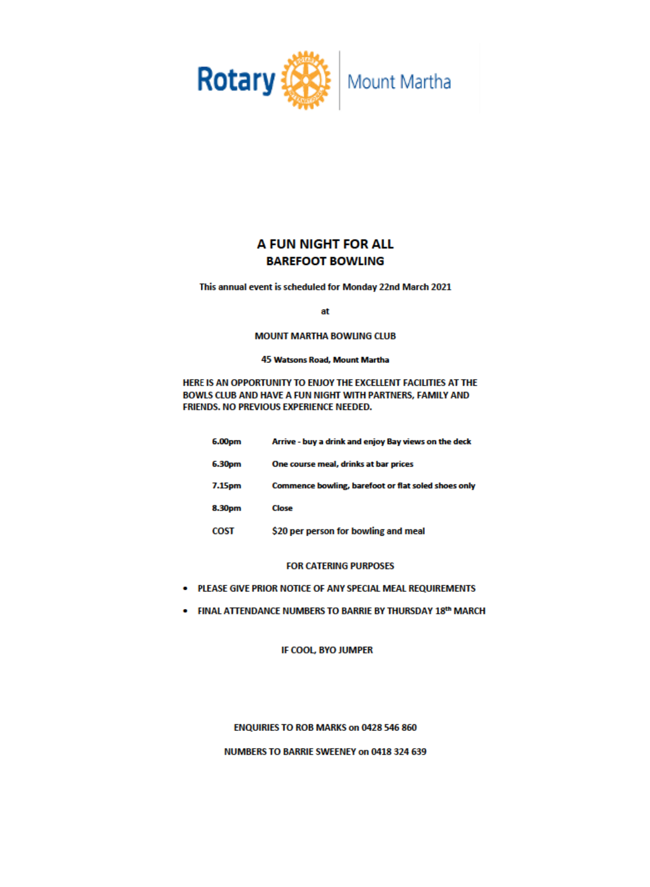Rotary | Mount Martha

# A FUN NIGHT FOR ALL
## BAREFOOT BOWLING

This annual event is scheduled for Monday 22nd March 2021

at

**MOUNT MARTHA BOWLING CLUB**

**45 Watsons Road, Mount Martha**

HERE IS AN OPPORTUNITY TO ENJOY THE EXCELLENT FACILITIES AT THE BOWLS CLUB AND HAVE A FUN NIGHT WITH PARTNERS, FAMILY AND FRIENDS. NO PREVIOUS EXPERIENCE NEEDED.

| | |
|---|---|
| 6.00pm | Arrive - buy a drink and enjoy Bay views on the deck |
| 6.30pm | One course meal, drinks at bar prices |
| 7.15pm | Commence bowling, barefoot or flat soled shoes only |
| 8.30pm | Close |
| COST | $20 per person for bowling and meal |

FOR CATERING PURPOSES

- PLEASE GIVE PRIOR NOTICE OF ANY SPECIAL MEAL REQUIREMENTS
- FINAL ATTENDANCE NUMBERS TO BARRIE BY THURSDAY 18th MARCH

IF COOL, BYO JUMPER

ENQUIRIES TO ROB MARKS on 0428 546 860

NUMBERS TO BARRIE SWEENEY on 0418 324 639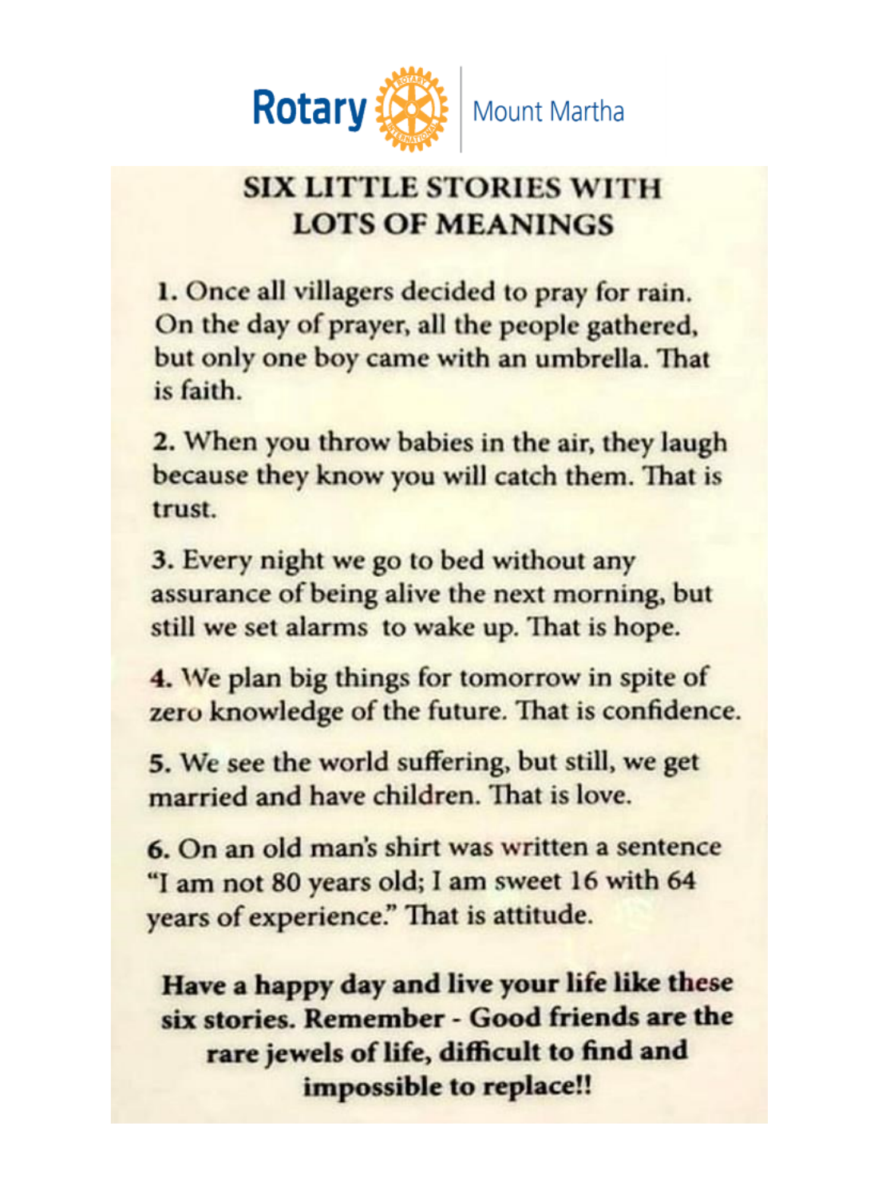Rotary | Mount Martha

# SIX LITTLE STORIES WITH LOTS OF MEANINGS

1. Once all villagers decided to pray for rain. On the day of prayer, all the people gathered, but only one boy came with an umbrella. That is faith.

2. When you throw babies in the air, they laugh because they know you will catch them. That is trust.

3. Every night we go to bed without any assurance of being alive the next morning, but still we set alarms to wake up. That is hope.

4. We plan big things for tomorrow in spite of zero knowledge of the future. That is confidence.

5. We see the world suffering, but still, we get married and have children. That is love.

6. On an old man's shirt was written a sentence "I am not 80 years old; I am sweet 16 with 64 years of experience." That is attitude.

**Have a happy day and live your life like these six stories. Remember - Good friends are the rare jewels of life, difficult to find and impossible to replace!!**